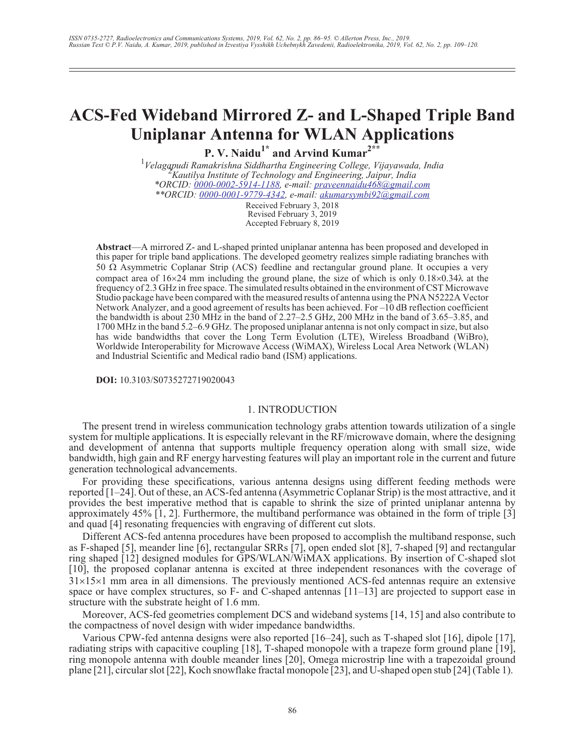# ACS-Fed Wideband Mirrored Z- and L-Shaped Triple Band Uniplanar Antenna for WLAN Applications

**P. V. Naidu[1*] and Arvind Kumar[2**]**

[1]*Velagapudi Ramakrishna Siddhartha Engineering College, Vijayawada, India*
[2]*Kautilya Institute of Technology and Engineering, Jaipur, India*
*\*ORCID: 0000-0002-5914-1188, e-mail: praveennaidu468@gmail.com*
*\*\*ORCID: 0000-0001-9779-4342, e-mail: akumarsymbi92@gmail.com*

Received February 3, 2018
Revised February 3, 2019
Accepted February 8, 2019

**Abstract**—A mirrored Z- and L-shaped printed uniplanar antenna has been proposed and developed in this paper for triple band applications. The developed geometry realizes simple radiating branches with 50 Ω Asymmetric Coplanar Strip (ACS) feedline and rectangular ground plane. It occupies a very compact area of 16×24 mm including the ground plane, the size of which is only 0.18×0.34λ at the frequency of 2.3 GHz in free space. The simulated results obtained in the environment of CST Microwave Studio package have been compared with the measured results of antenna using the PNA N5222A Vector Network Analyzer, and a good agreement of results has been achieved. For –10 dB reflection coefficient the bandwidth is about 230 MHz in the band of 2.27–2.5 GHz, 200 MHz in the band of 3.65–3.85, and 1700 MHz in the band 5.2–6.9 GHz. The proposed uniplanar antenna is not only compact in size, but also has wide bandwidths that cover the Long Term Evolution (LTE), Wireless Broadband (WiBro), Worldwide Interoperability for Microwave Access (WiMAX), Wireless Local Area Network (WLAN) and Industrial Scientific and Medical radio band (ISM) applications.

**DOI:** 10.3103/S0735272719020043

## 1. INTRODUCTION

The present trend in wireless communication technology grabs attention towards utilization of a single system for multiple applications. It is especially relevant in the RF/microwave domain, where the designing and development of antenna that supports multiple frequency operation along with small size, wide bandwidth, high gain and RF energy harvesting features will play an important role in the current and future generation technological advancements.

For providing these specifications, various antenna designs using different feeding methods were reported [1–24]. Out of these, an ACS-fed antenna (Asymmetric Coplanar Strip) is the most attractive, and it provides the best imperative method that is capable to shrink the size of printed uniplanar antenna by approximately 45% [1, 2]. Furthermore, the multiband performance was obtained in the form of triple [3] and quad [4] resonating frequencies with engraving of different cut slots.

Different ACS-fed antenna procedures have been proposed to accomplish the multiband response, such as F-shaped [5], meander line [6], rectangular SRRs [7], open ended slot [8], 7-shaped [9] and rectangular ring shaped [12] designed modules for GPS/WLAN/WiMAX applications. By insertion of C-shaped slot [10], the proposed coplanar antenna is excited at three independent resonances with the coverage of 31×15×1 mm area in all dimensions. The previously mentioned ACS-fed antennas require an extensive space or have complex structures, so F- and C-shaped antennas [11–13] are projected to support ease in structure with the substrate height of 1.6 mm.

Moreover, ACS-fed geometries complement DCS and wideband systems [14, 15] and also contribute to the compactness of novel design with wider impedance bandwidths.

Various CPW-fed antenna designs were also reported [16–24], such as T-shaped slot [16], dipole [17], radiating strips with capacitive coupling [18], T-shaped monopole with a trapeze form ground plane [19], ring monopole antenna with double meander lines [20], Omega microstrip line with a trapezoidal ground plane [21], circular slot [22], Koch snowflake fractal monopole [23], and U-shaped open stub [24] (Table 1).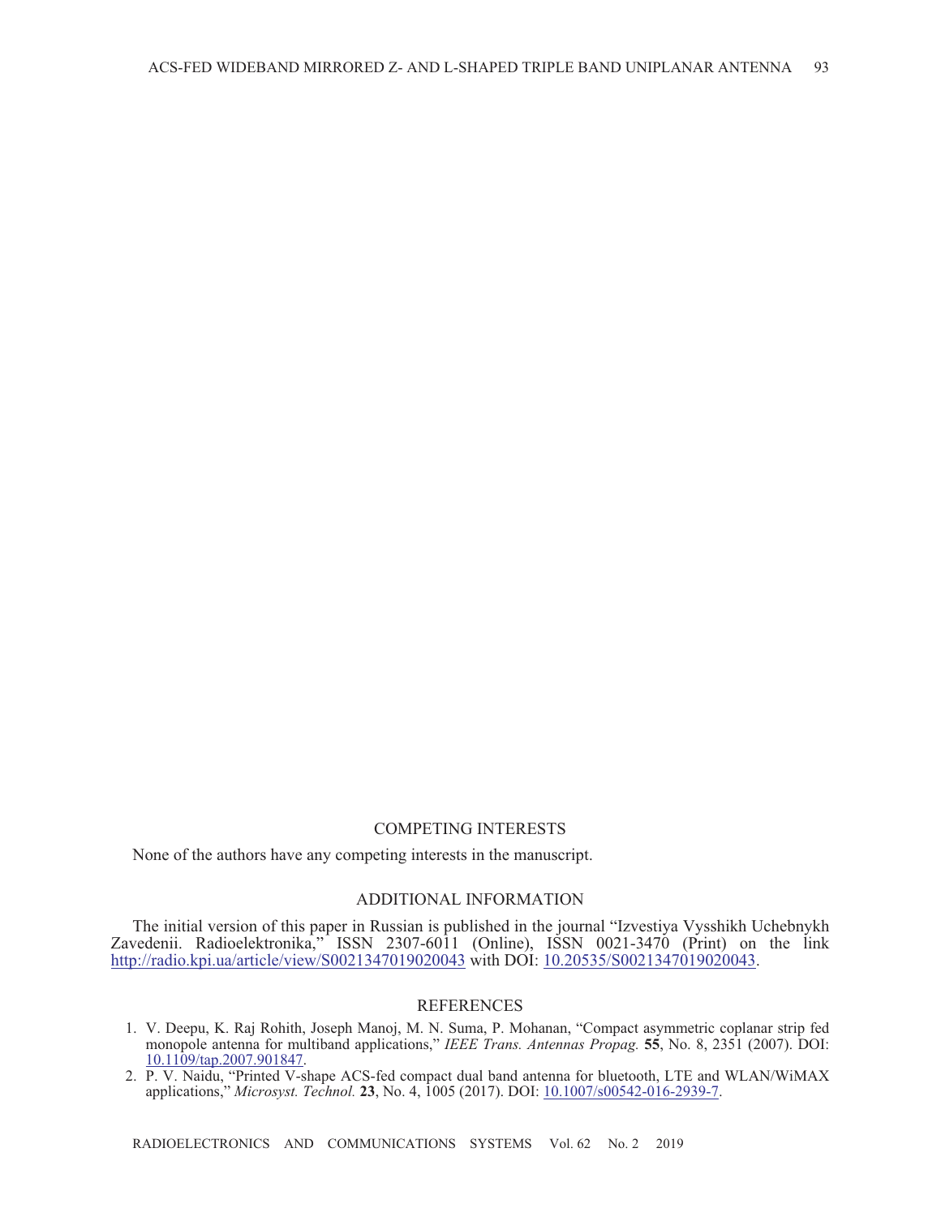## COMPETING INTERESTS

None of the authors have any competing interests in the manuscript.

## ADDITIONAL INFORMATION

The initial version of this paper in Russian is published in the journal "Izvestiya Vysshikh Uchebnykh Zavedenii. Radioelektronika," ISSN 2307-6011 (Online), ISSN 0021-3470 (Print) on the link http://radio.kpi.ua/article/view/S0021347019020043 with DOI: 10.20535/S0021347019020043.

## REFERENCES

1. V. Deepu, K. Raj Rohith, Joseph Manoj, M. N. Suma, P. Mohanan, "Compact asymmetric coplanar strip fed monopole antenna for multiband applications," *IEEE Trans. Antennas Propag.* **55**, No. 8, 2351 (2007). DOI: 10.1109/tap.2007.901847.
2. P. V. Naidu, "Printed V-shape ACS-fed compact dual band antenna for bluetooth, LTE and WLAN/WiMAX applications," *Microsyst. Technol.* **23**, No. 4, 1005 (2017). DOI: 10.1007/s00542-016-2939-7.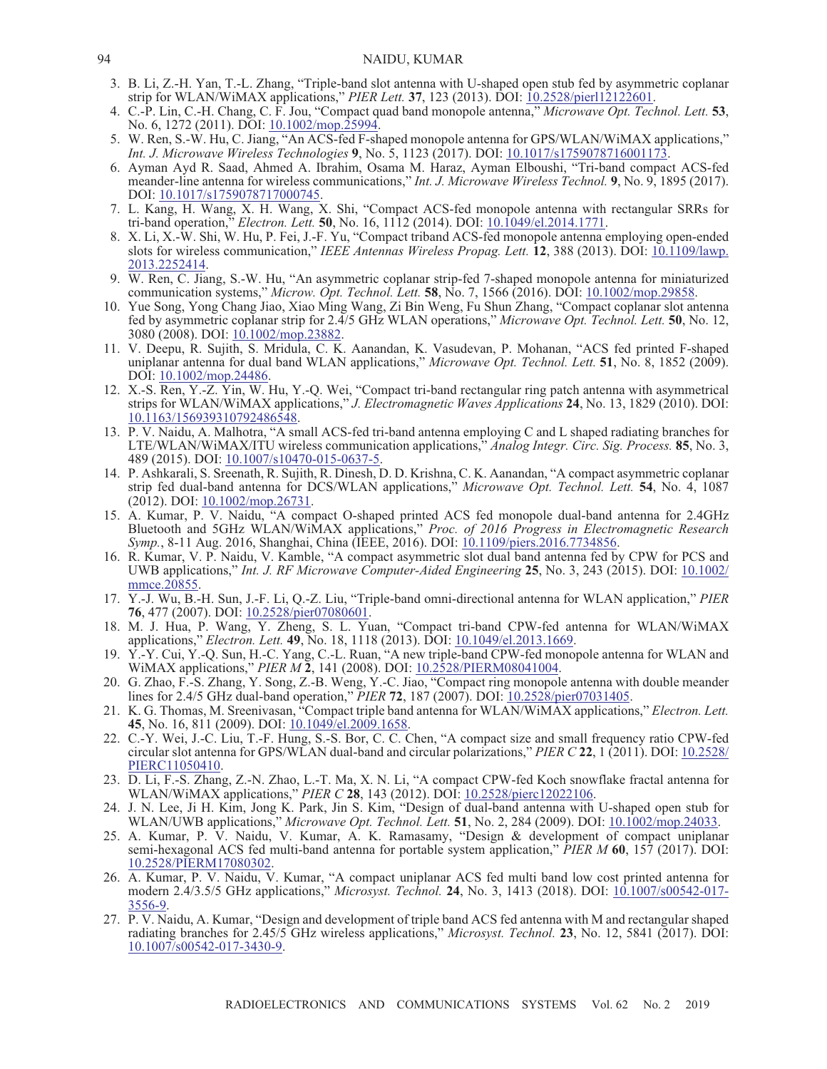3. B. Li, Z.-H. Yan, T.-L. Zhang, "Triple-band slot antenna with U-shaped open stub fed by asymmetric coplanar strip for WLAN/WiMAX applications," *PIER Lett.* **37**, 123 (2013). DOI: 10.2528/pierl12122601.
4. C.-P. Lin, C.-H. Chang, C. F. Jou, "Compact quad band monopole antenna," *Microwave Opt. Technol. Lett.* **53**, No. 6, 1272 (2011). DOI: 10.1002/mop.25994.
5. W. Ren, S.-W. Hu, C. Jiang, "An ACS-fed F-shaped monopole antenna for GPS/WLAN/WiMAX applications," *Int. J. Microwave Wireless Technologies* **9**, No. 5, 1123 (2017). DOI: 10.1017/s1759078716001173.
6. Ayman Ayd R. Saad, Ahmed A. Ibrahim, Osama M. Haraz, Ayman Elboushi, "Tri-band compact ACS-fed meander-line antenna for wireless communications," *Int. J. Microwave Wireless Technol.* **9**, No. 9, 1895 (2017). DOI: 10.1017/s1759078717000745.
7. L. Kang, H. Wang, X. H. Wang, X. Shi, "Compact ACS-fed monopole antenna with rectangular SRRs for tri-band operation," *Electron. Lett.* **50**, No. 16, 1112 (2014). DOI: 10.1049/el.2014.1771.
8. X. Li, X.-W. Shi, W. Hu, P. Fei, J.-F. Yu, "Compact triband ACS-fed monopole antenna employing open-ended slots for wireless communication," *IEEE Antennas Wireless Propag. Lett.* **12**, 388 (2013). DOI: 10.1109/lawp.2013.2252414.
9. W. Ren, C. Jiang, S.-W. Hu, "An asymmetric coplanar strip-fed 7-shaped monopole antenna for miniaturized communication systems," *Microw. Opt. Technol. Lett.* **58**, No. 7, 1566 (2016). DOI: 10.1002/mop.29858.
10. Yue Song, Yong Chang Jiao, Xiao Ming Wang, Zi Bin Weng, Fu Shun Zhang, "Compact coplanar slot antenna fed by asymmetric coplanar strip for 2.4/5 GHz WLAN operations," *Microwave Opt. Technol. Lett.* **50**, No. 12, 3080 (2008). DOI: 10.1002/mop.23882.
11. V. Deepu, R. Sujith, S. Mridula, C. K. Aanandan, K. Vasudevan, P. Mohanan, "ACS fed printed F-shaped uniplanar antenna for dual band WLAN applications," *Microwave Opt. Technol. Lett.* **51**, No. 8, 1852 (2009). DOI: 10.1002/mop.24486.
12. X.-S. Ren, Y.-Z. Yin, W. Hu, Y.-Q. Wei, "Compact tri-band rectangular ring patch antenna with asymmetrical strips for WLAN/WiMAX applications," *J. Electromagnetic Waves Applications* **24**, No. 13, 1829 (2010). DOI: 10.1163/156939310792486548.
13. P. V. Naidu, A. Malhotra, "A small ACS-fed tri-band antenna employing C and L shaped radiating branches for LTE/WLAN/WiMAX/ITU wireless communication applications," *Analog Integr. Circ. Sig. Process.* **85**, No. 3, 489 (2015). DOI: 10.1007/s10470-015-0637-5.
14. P. Ashkarali, S. Sreenath, R. Sujith, R. Dinesh, D. D. Krishna, C. K. Aanandan, "A compact asymmetric coplanar strip fed dual-band antenna for DCS/WLAN applications," *Microwave Opt. Technol. Lett.* **54**, No. 4, 1087 (2012). DOI: 10.1002/mop.26731.
15. A. Kumar, P. V. Naidu, "A compact O-shaped printed ACS fed monopole dual-band antenna for 2.4GHz Bluetooth and 5GHz WLAN/WiMAX applications," *Proc. of 2016 Progress in Electromagnetic Research Symp.*, 8-11 Aug. 2016, Shanghai, China (IEEE, 2016). DOI: 10.1109/piers.2016.7734856.
16. R. Kumar, V. P. Naidu, V. Kamble, "A compact asymmetric slot dual band antenna fed by CPW for PCS and UWB applications," *Int. J. RF Microwave Computer-Aided Engineering* **25**, No. 3, 243 (2015). DOI: 10.1002/mmce.20855.
17. Y.-J. Wu, B.-H. Sun, J.-F. Li, Q.-Z. Liu, "Triple-band omni-directional antenna for WLAN application," *PIER* **76**, 477 (2007). DOI: 10.2528/pier07080601.
18. M. J. Hua, P. Wang, Y. Zheng, S. L. Yuan, "Compact tri-band CPW-fed antenna for WLAN/WiMAX applications," *Electron. Lett.* **49**, No. 18, 1118 (2013). DOI: 10.1049/el.2013.1669.
19. Y.-Y. Cui, Y.-Q. Sun, H.-C. Yang, C.-L. Ruan, "A new triple-band CPW-fed monopole antenna for WLAN and WiMAX applications," *PIER M* **2**, 141 (2008). DOI: 10.2528/PIERM08041004.
20. G. Zhao, F.-S. Zhang, Y. Song, Z.-B. Weng, Y.-C. Jiao, "Compact ring monopole antenna with double meander lines for 2.4/5 GHz dual-band operation," *PIER* **72**, 187 (2007). DOI: 10.2528/pier07031405.
21. K. G. Thomas, M. Sreenivasan, "Compact triple band antenna for WLAN/WiMAX applications," *Electron. Lett.* **45**, No. 16, 811 (2009). DOI: 10.1049/el.2009.1658.
22. C.-Y. Wei, J.-C. Liu, T.-F. Hung, S.-S. Bor, C. C. Chen, "A compact size and small frequency ratio CPW-fed circular slot antenna for GPS/WLAN dual-band and circular polarizations," *PIER C* **22**, 1 (2011). DOI: 10.2528/PIERC11050410.
23. D. Li, F.-S. Zhang, Z.-N. Zhao, L.-T. Ma, X. N. Li, "A compact CPW-fed Koch snowflake fractal antenna for WLAN/WiMAX applications," *PIER C* **28**, 143 (2012). DOI: 10.2528/pierc12022106.
24. J. N. Lee, Ji H. Kim, Jong K. Park, Jin S. Kim, "Design of dual-band antenna with U-shaped open stub for WLAN/UWB applications," *Microwave Opt. Technol. Lett.* **51**, No. 2, 284 (2009). DOI: 10.1002/mop.24033.
25. A. Kumar, P. V. Naidu, V. Kumar, A. K. Ramasamy, "Design & development of compact uniplanar semi-hexagonal ACS fed multi-band antenna for portable system application," *PIER M* **60**, 157 (2017). DOI: 10.2528/PIERM17080302.
26. A. Kumar, P. V. Naidu, V. Kumar, "A compact uniplanar ACS fed multi band low cost printed antenna for modern 2.4/3.5/5 GHz applications," *Microsyst. Technol.* **24**, No. 3, 1413 (2018). DOI: 10.1007/s00542-017-3556-9.
27. P. V. Naidu, A. Kumar, "Design and development of triple band ACS fed antenna with M and rectangular shaped radiating branches for 2.45/5 GHz wireless applications," *Microsyst. Technol.* **23**, No. 12, 5841 (2017). DOI: 10.1007/s00542-017-3430-9.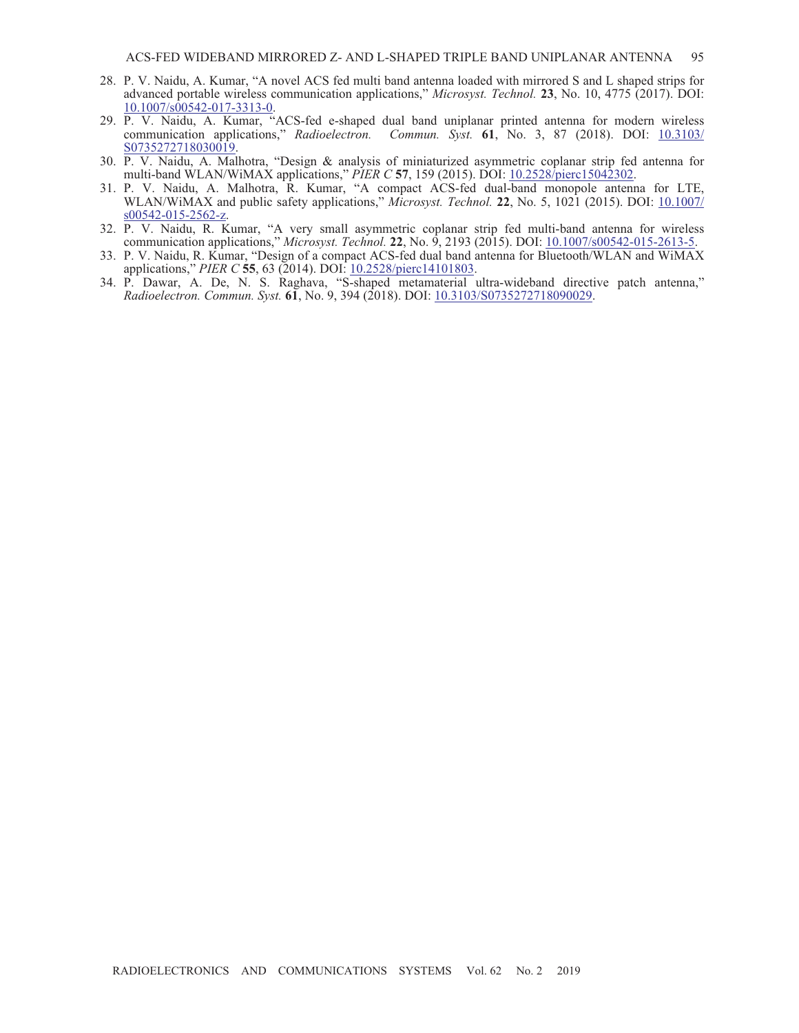28. P. V. Naidu, A. Kumar, "A novel ACS fed multi band antenna loaded with mirrored S and L shaped strips for advanced portable wireless communication applications," *Microsyst. Technol.* **23**, No. 10, 4775 (2017). DOI: 10.1007/s00542-017-3313-0.
29. P. V. Naidu, A. Kumar, "ACS-fed e-shaped dual band uniplanar printed antenna for modern wireless communication applications," *Radioelectron. Commun. Syst.* **61**, No. 3, 87 (2018). DOI: 10.3103/S0735272718030019.
30. P. V. Naidu, A. Malhotra, "Design & analysis of miniaturized asymmetric coplanar strip fed antenna for multi-band WLAN/WiMAX applications," *PIER C* **57**, 159 (2015). DOI: 10.2528/pierc15042302.
31. P. V. Naidu, A. Malhotra, R. Kumar, "A compact ACS-fed dual-band monopole antenna for LTE, WLAN/WiMAX and public safety applications," *Microsyst. Technol.* **22**, No. 5, 1021 (2015). DOI: 10.1007/s00542-015-2562-z.
32. P. V. Naidu, R. Kumar, "A very small asymmetric coplanar strip fed multi-band antenna for wireless communication applications," *Microsyst. Technol.* **22**, No. 9, 2193 (2015). DOI: 10.1007/s00542-015-2613-5.
33. P. V. Naidu, R. Kumar, "Design of a compact ACS-fed dual band antenna for Bluetooth/WLAN and WiMAX applications," *PIER C* **55**, 63 (2014). DOI: 10.2528/pierc14101803.
34. P. Dawar, A. De, N. S. Raghava, "S-shaped metamaterial ultra-wideband directive patch antenna," *Radioelectron. Commun. Syst.* **61**, No. 9, 394 (2018). DOI: 10.3103/S0735272718090029.